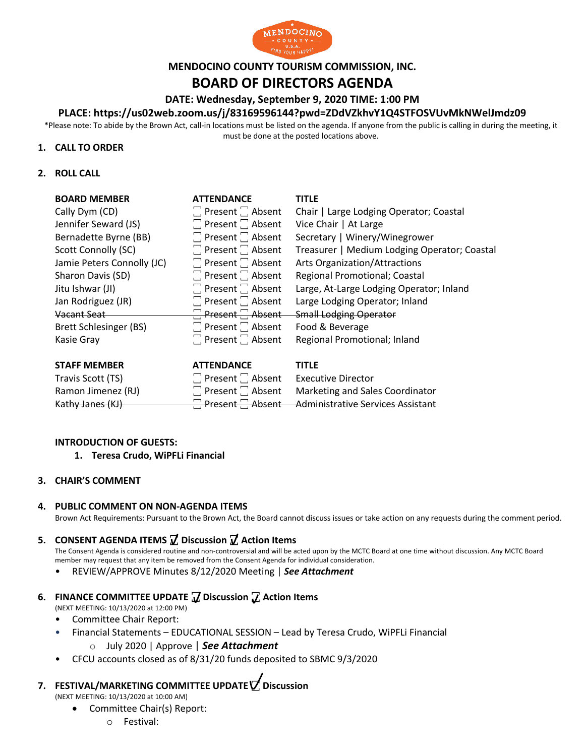MENDOCINO COUNTY U.S.A. FIND YOUR HAPPY

**MENDOCINO COUNTY TOURISM COMMISSION, INC.**

# BOARD OF DIRECTORS AGENDA

**DATE: Wednesday, September 9, 2020 TIME: 1:00 PM**

**PLACE: https://us02web.zoom.us/j/83169596144?pwd=ZDdVZkhvY1Q4STFOSVUvMkNWelJmdz09**

*Please note: To abide by the Brown Act, call-in locations must be listed on the agenda. If anyone from the public is calling in during the meeting, it must be done at the posted locations above.

1. **CALL TO ORDER**

2. **ROLL CALL**

| BOARD MEMBER | ATTENDANCE | TITLE |
|---|---|---|
| Cally Dym (CD) | ☐ Present ☐ Absent | Chair \| Large Lodging Operator; Coastal |
| Jennifer Seward (JS) | ☐ Present ☐ Absent | Vice Chair \| At Large |
| Bernadette Byrne (BB) | ☐ Present ☐ Absent | Secretary \| Winery/Winegrower |
| Scott Connolly (SC) | ☐ Present ☐ Absent | Treasurer \| Medium Lodging Operator; Coastal |
| Jamie Peters Connolly (JC) | ☐ Present ☐ Absent | Arts Organization/Attractions |
| Sharon Davis (SD) | ☐ Present ☐ Absent | Regional Promotional; Coastal |
| Jitu Ishwar (JI) | ☐ Present ☐ Absent | Large, At-Large Lodging Operator; Inland |
| Jan Rodriguez (JR) | ☐ Present ☐ Absent | Large Lodging Operator; Inland |
| ~~Vacant Seat~~ | ~~☐ Present ☐ Absent~~ | ~~Small Lodging Operator~~ |
| Brett Schlesinger (BS) | ☐ Present ☐ Absent | Food & Beverage |
| Kasie Gray | ☐ Present ☐ Absent | Regional Promotional; Inland |

| STAFF MEMBER | ATTENDANCE | TITLE |
|---|---|---|
| Travis Scott (TS) | ☐ Present ☐ Absent | Executive Director |
| Ramon Jimenez (RJ) | ☐ Present ☐ Absent | Marketing and Sales Coordinator |
| ~~Kathy Janes (KJ)~~ | ~~☐ Present ☐ Absent~~ | ~~Administrative Services Assistant~~ |

**INTRODUCTION OF GUESTS:**

1. **Teresa Crudo, WiPFLi Financial**

3. **CHAIR'S COMMENT**

4. **PUBLIC COMMENT ON NON-AGENDA ITEMS**

   Brown Act Requirements: Pursuant to the Brown Act, the Board cannot discuss issues or take action on any requests during the comment period.

5. **CONSENT AGENDA ITEMS ☑ Discussion ☑ Action Items**

   The Consent Agenda is considered routine and non-controversial and will be acted upon by the MCTC Board at one time without discussion. Any MCTC Board member may request that any item be removed from the Consent Agenda for individual consideration.

   - REVIEW/APPROVE Minutes 8/12/2020 Meeting | ***See Attachment***

6. **FINANCE COMMITTEE UPDATE ☑ Discussion ☑ Action Items**

   (NEXT MEETING: 10/13/2020 at 12:00 PM)

   - Committee Chair Report:
   - Financial Statements – EDUCATIONAL SESSION – Lead by Teresa Crudo, WiPFLi Financial
     - July 2020 | Approve | ***See Attachment***
   - CFCU accounts closed as of 8/31/20 funds deposited to SBMC 9/3/2020

7. **FESTIVAL/MARKETING COMMITTEE UPDATE ☑ Discussion**

   (NEXT MEETING: 10/13/2020 at 10:00 AM)

   - Committee Chair(s) Report:
     - Festival: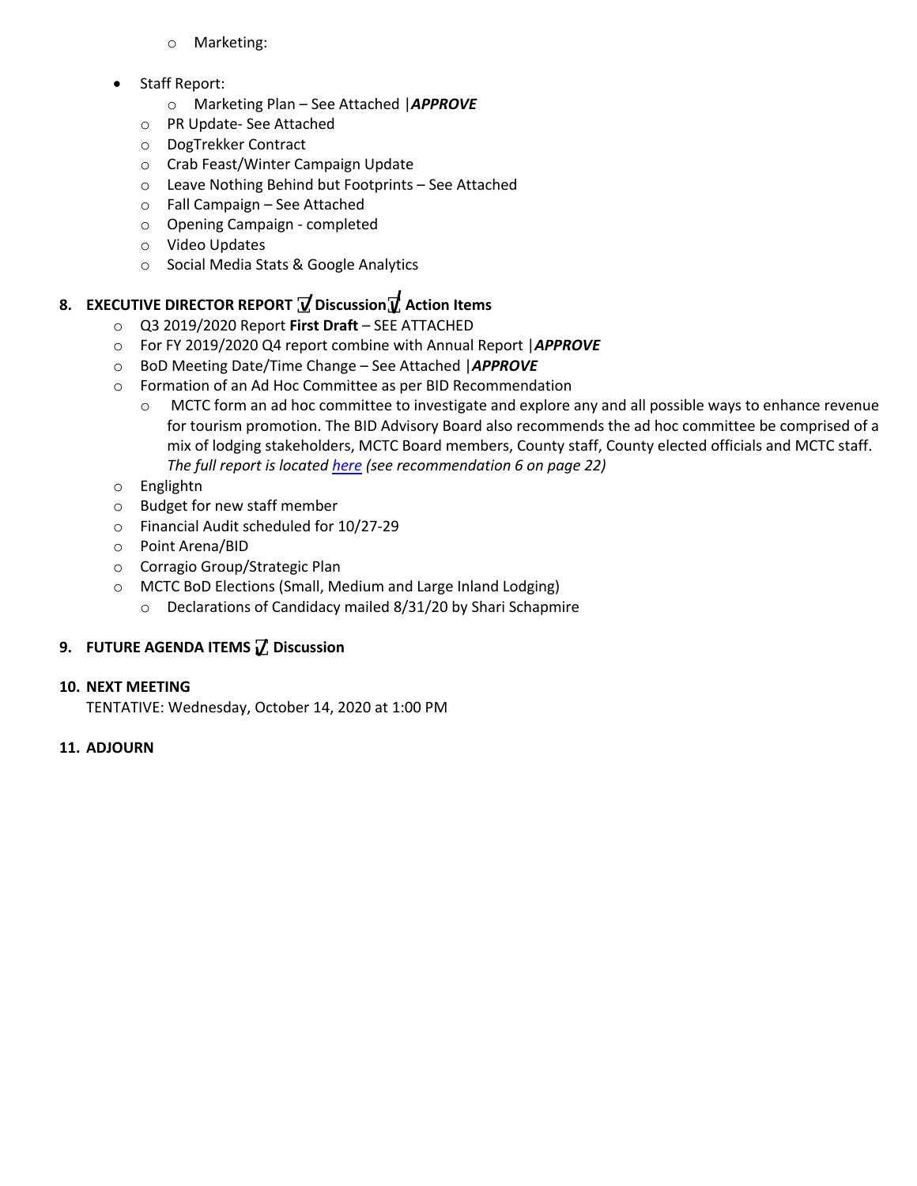- Marketing:

- Staff Report:
  - Marketing Plan – See Attached |***APPROVE***
  - PR Update- See Attached
  - DogTrekker Contract
  - Crab Feast/Winter Campaign Update
  - Leave Nothing Behind but Footprints – See Attached
  - Fall Campaign – See Attached
  - Opening Campaign - completed
  - Video Updates
  - Social Media Stats & Google Analytics

**8. EXECUTIVE DIRECTOR REPORT ☑ Discussion ☑ Action Items**

- Q3 2019/2020 Report **First Draft** – SEE ATTACHED
- For FY 2019/2020 Q4 report combine with Annual Report |***APPROVE***
- BoD Meeting Date/Time Change – See Attached |***APPROVE***
- Formation of an Ad Hoc Committee as per BID Recommendation
  - MCTC form an ad hoc committee to investigate and explore any and all possible ways to enhance revenue for tourism promotion. The BID Advisory Board also recommends the ad hoc committee be comprised of a mix of lodging stakeholders, MCTC Board members, County staff, County elected officials and MCTC staff. *The full report is located here (see recommendation 6 on page 22)*
- Englightn
- Budget for new staff member
- Financial Audit scheduled for 10/27-29
- Point Arena/BID
- Corragio Group/Strategic Plan
- MCTC BoD Elections (Small, Medium and Large Inland Lodging)
  - Declarations of Candidacy mailed 8/31/20 by Shari Schapmire

**9. FUTURE AGENDA ITEMS ☑ Discussion**

**10. NEXT MEETING**

TENTATIVE: Wednesday, October 14, 2020 at 1:00 PM

**11. ADJOURN**